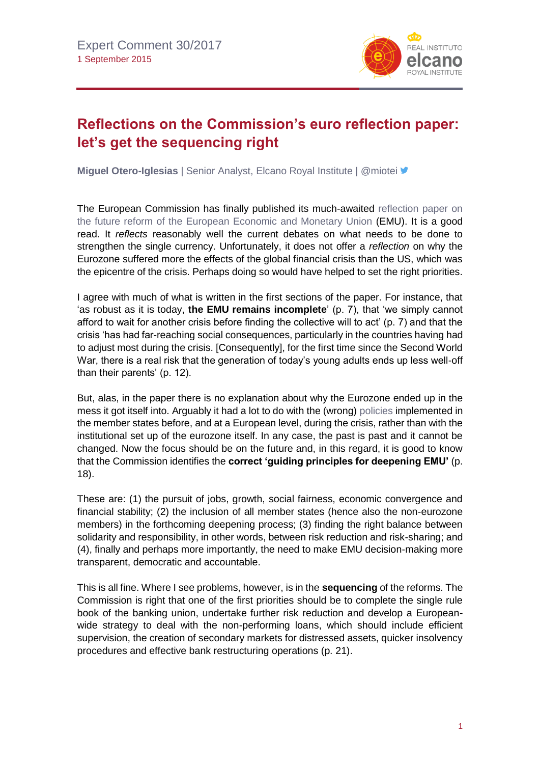Expert Comment 30/2017
1 September 2015

# Reflections on the Commission's euro reflection paper: let's get the sequencing right

**Miguel Otero-Iglesias** | Senior Analyst, Elcano Royal Institute | @miotei

The European Commission has finally published its much-awaited reflection paper on the future reform of the European Economic and Monetary Union (EMU). It is a good read. It *reflects* reasonably well the current debates on what needs to be done to strengthen the single currency. Unfortunately, it does not offer a *reflection* on why the Eurozone suffered more the effects of the global financial crisis than the US, which was the epicentre of the crisis. Perhaps doing so would have helped to set the right priorities.

I agree with much of what is written in the first sections of the paper. For instance, that 'as robust as it is today, **the EMU remains incomplete**' (p. 7), that 'we simply cannot afford to wait for another crisis before finding the collective will to act' (p. 7) and that the crisis 'has had far-reaching social consequences, particularly in the countries having had to adjust most during the crisis. [Consequently], for the first time since the Second World War, there is a real risk that the generation of today's young adults ends up less well-off than their parents' (p. 12).

But, alas, in the paper there is no explanation about why the Eurozone ended up in the mess it got itself into. Arguably it had a lot to do with the (wrong) policies implemented in the member states before, and at a European level, during the crisis, rather than with the institutional set up of the eurozone itself. In any case, the past is past and it cannot be changed. Now the focus should be on the future and, in this regard, it is good to know that the Commission identifies the **correct 'guiding principles for deepening EMU'** (p. 18).

These are: (1) the pursuit of jobs, growth, social fairness, economic convergence and financial stability; (2) the inclusion of all member states (hence also the non-eurozone members) in the forthcoming deepening process; (3) finding the right balance between solidarity and responsibility, in other words, between risk reduction and risk-sharing; and (4), finally and perhaps more importantly, the need to make EMU decision-making more transparent, democratic and accountable.

This is all fine. Where I see problems, however, is in the **sequencing** of the reforms. The Commission is right that one of the first priorities should be to complete the single rule book of the banking union, undertake further risk reduction and develop a European-wide strategy to deal with the non-performing loans, which should include efficient supervision, the creation of secondary markets for distressed assets, quicker insolvency procedures and effective bank restructuring operations (p. 21).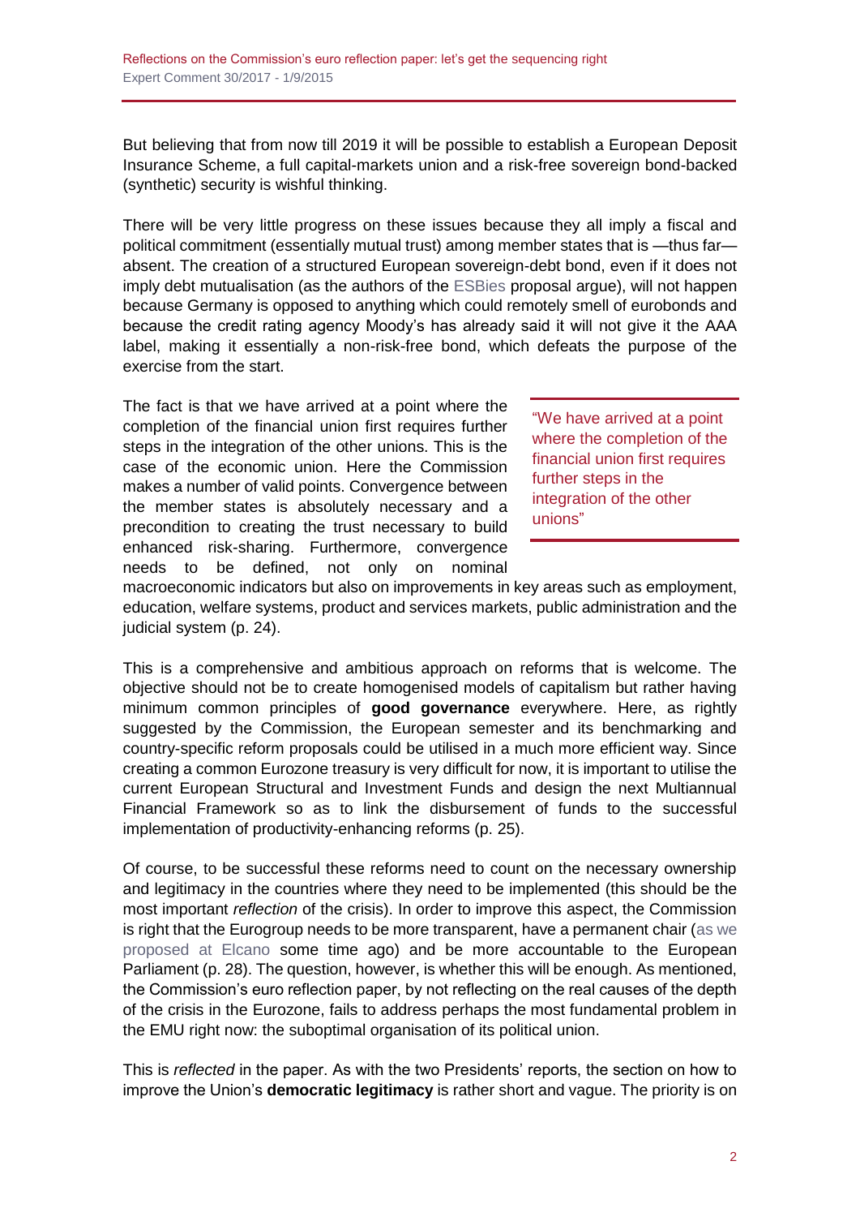But believing that from now till 2019 it will be possible to establish a European Deposit Insurance Scheme, a full capital-markets union and a risk-free sovereign bond-backed (synthetic) security is wishful thinking.

There will be very little progress on these issues because they all imply a fiscal and political commitment (essentially mutual trust) among member states that is —thus far— absent. The creation of a structured European sovereign-debt bond, even if it does not imply debt mutualisation (as the authors of the ESBies proposal argue), will not happen because Germany is opposed to anything which could remotely smell of eurobonds and because the credit rating agency Moody's has already said it will not give it the AAA label, making it essentially a non-risk-free bond, which defeats the purpose of the exercise from the start.

The fact is that we have arrived at a point where the completion of the financial union first requires further steps in the integration of the other unions. This is the case of the economic union. Here the Commission makes a number of valid points. Convergence between the member states is absolutely necessary and a precondition to creating the trust necessary to build enhanced risk-sharing. Furthermore, convergence needs to be defined, not only on nominal macroeconomic indicators but also on improvements in key areas such as employment, education, welfare systems, product and services markets, public administration and the judicial system (p. 24).

> "We have arrived at a point where the completion of the financial union first requires further steps in the integration of the other unions"

This is a comprehensive and ambitious approach on reforms that is welcome. The objective should not be to create homogenised models of capitalism but rather having minimum common principles of **good governance** everywhere. Here, as rightly suggested by the Commission, the European semester and its benchmarking and country-specific reform proposals could be utilised in a much more efficient way. Since creating a common Eurozone treasury is very difficult for now, it is important to utilise the current European Structural and Investment Funds and design the next Multiannual Financial Framework so as to link the disbursement of funds to the successful implementation of productivity-enhancing reforms (p. 25).

Of course, to be successful these reforms need to count on the necessary ownership and legitimacy in the countries where they need to be implemented (this should be the most important *reflection* of the crisis). In order to improve this aspect, the Commission is right that the Eurogroup needs to be more transparent, have a permanent chair (as we proposed at Elcano some time ago) and be more accountable to the European Parliament (p. 28). The question, however, is whether this will be enough. As mentioned, the Commission's euro reflection paper, by not reflecting on the real causes of the depth of the crisis in the Eurozone, fails to address perhaps the most fundamental problem in the EMU right now: the suboptimal organisation of its political union.

This is *reflected* in the paper. As with the two Presidents' reports, the section on how to improve the Union's **democratic legitimacy** is rather short and vague. The priority is on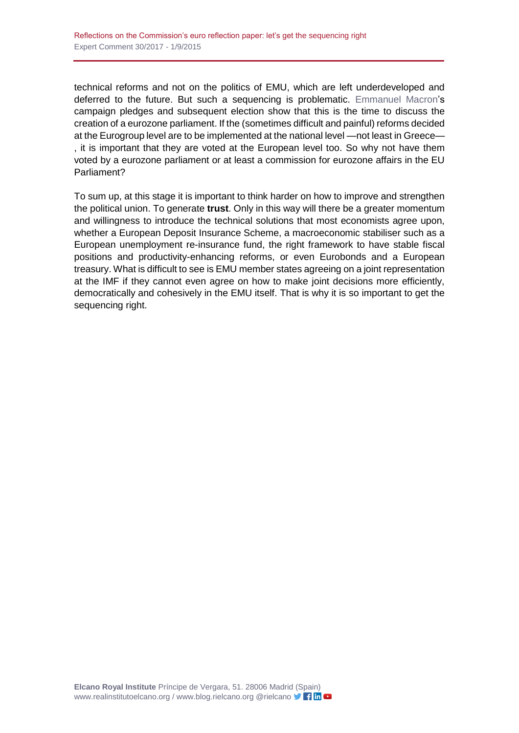technical reforms and not on the politics of EMU, which are left underdeveloped and deferred to the future. But such a sequencing is problematic. Emmanuel Macron's campaign pledges and subsequent election show that this is the time to discuss the creation of a eurozone parliament. If the (sometimes difficult and painful) reforms decided at the Eurogroup level are to be implemented at the national level —not least in Greece—, it is important that they are voted at the European level too. So why not have them voted by a eurozone parliament or at least a commission for eurozone affairs in the EU Parliament?

To sum up, at this stage it is important to think harder on how to improve and strengthen the political union. To generate **trust**. Only in this way will there be a greater momentum and willingness to introduce the technical solutions that most economists agree upon, whether a European Deposit Insurance Scheme, a macroeconomic stabiliser such as a European unemployment re-insurance fund, the right framework to have stable fiscal positions and productivity-enhancing reforms, or even Eurobonds and a European treasury. What is difficult to see is EMU member states agreeing on a joint representation at the IMF if they cannot even agree on how to make joint decisions more efficiently, democratically and cohesively in the EMU itself. That is why it is so important to get the sequencing right.